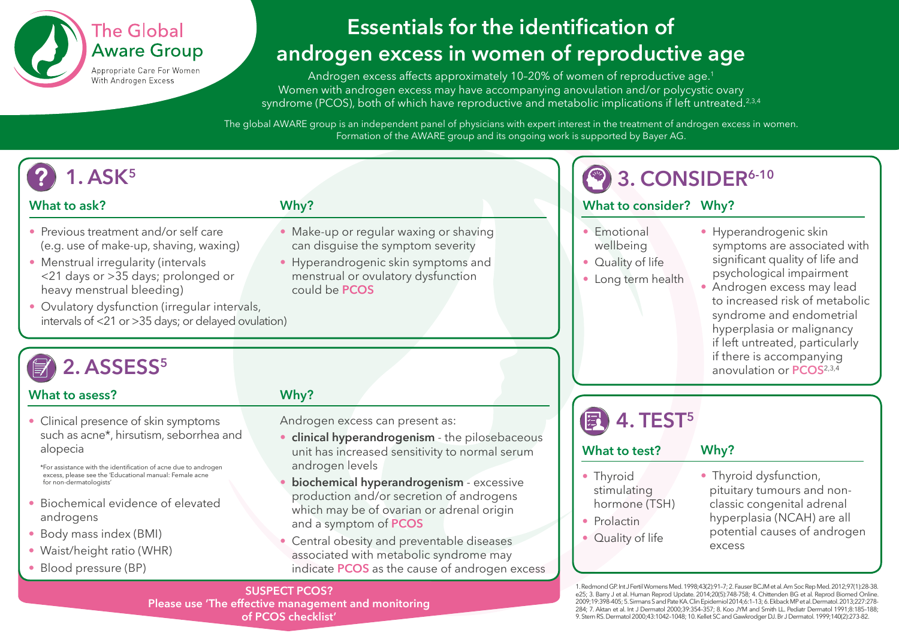The Global Aware Group

Appropriate Care For Women With Androgen Excess

# Essentials for the identification of androgen excess in women of reproductive age

Androgen excess affects approximately 10–20% of women of reproductive age.[1] Women with androgen excess may have accompanying anovulation and/or polycystic ovary syndrome (PCOS), both of which have reproductive and metabolic implications if left untreated.[2,3,4]

The global AWARE group is an independent panel of physicians with expert interest in the treatment of androgen excess in women. Formation of the AWARE group and its ongoing work is supported by Bayer AG.

## 1. ASK[5]

### What to ask?

- Previous treatment and/or self care (e.g. use of make-up, shaving, waxing)
- Menstrual irregularity (intervals <21 days or >35 days; prolonged or heavy menstrual bleeding)
- Ovulatory dysfunction (irregular intervals, intervals of <21 or >35 days; or delayed ovulation)

### Why?

- Make-up or regular waxing or shaving can disguise the symptom severity
- Hyperandrogenic skin symptoms and menstrual or ovulatory dysfunction could be **PCOS**

## 2. ASSESS[5]

### What to asess?

- Clinical presence of skin symptoms such as acne*, hirsutism, seborrhea and alopecia

  *For assistance with the identification of acne due to androgen excess, please see the 'Educational manual: Female acne for non-dermatologists'

- Biochemical evidence of elevated androgens
- Body mass index (BMI)
- Waist/height ratio (WHR)
- Blood pressure (BP)

### Why?

Androgen excess can present as:

- **clinical hyperandrogenism** - the pilosebaceous unit has increased sensitivity to normal serum androgen levels
- **biochemical hyperandrogenism** - excessive production and/or secretion of androgens which may be of ovarian or adrenal origin and a symptom of **PCOS**
- Central obesity and preventable diseases associated with metabolic syndrome may indicate **PCOS** as the cause of androgen excess

**SUSPECT PCOS?**
**Please use 'The effective management and monitoring of PCOS checklist'**

## 3. CONSIDER[6-10]

### What to consider?

- Emotional wellbeing
- Quality of life
- Long term health

### Why?

- Hyperandrogenic skin symptoms are associated with significant quality of life and psychological impairment
- Androgen excess may lead to increased risk of metabolic syndrome and endometrial hyperplasia or malignancy if left untreated, particularly if there is accompanying anovulation or **PCOS**[2,3,4]

## 4. TEST[5]

### What to test?

- Thyroid stimulating hormone (TSH)
- Prolactin
- Quality of life

### Why?

- Thyroid dysfunction, pituitary tumours and non-classic congenital adrenal hyperplasia (NCAH) are all potential causes of androgen excess

1. Redmond GP. Int J Fertil Womens Med. 1998;43(2):91–7; 2. Fauser BCJM et al. Am Soc Rep Med. 2012;97(1):28-38. e25; 3. Barry J et al. Human Reprod Update. 2014;20(5):748-758; 4. Chittenden BG et al. Reprod Biomed Online. 2009;19:398-405; 5. Sirmans S and Pate KA. Clin Epidemiol 2014;6:1-13; 6. Ekback MP et al. Dermatol. 2013;227:278-284; 7. Aktan et al. Int J Dermatol 2000;39:354-357; 8. Koo JYM and Smith LL. Pediatr Dermatol 1991;8:185-188; 9. Stern RS. Dermatol 2000;43:1042-1048; 10. Kellet SC and Gawkrodger DJ. Br J Dermatol. 1999;140(2):273-82.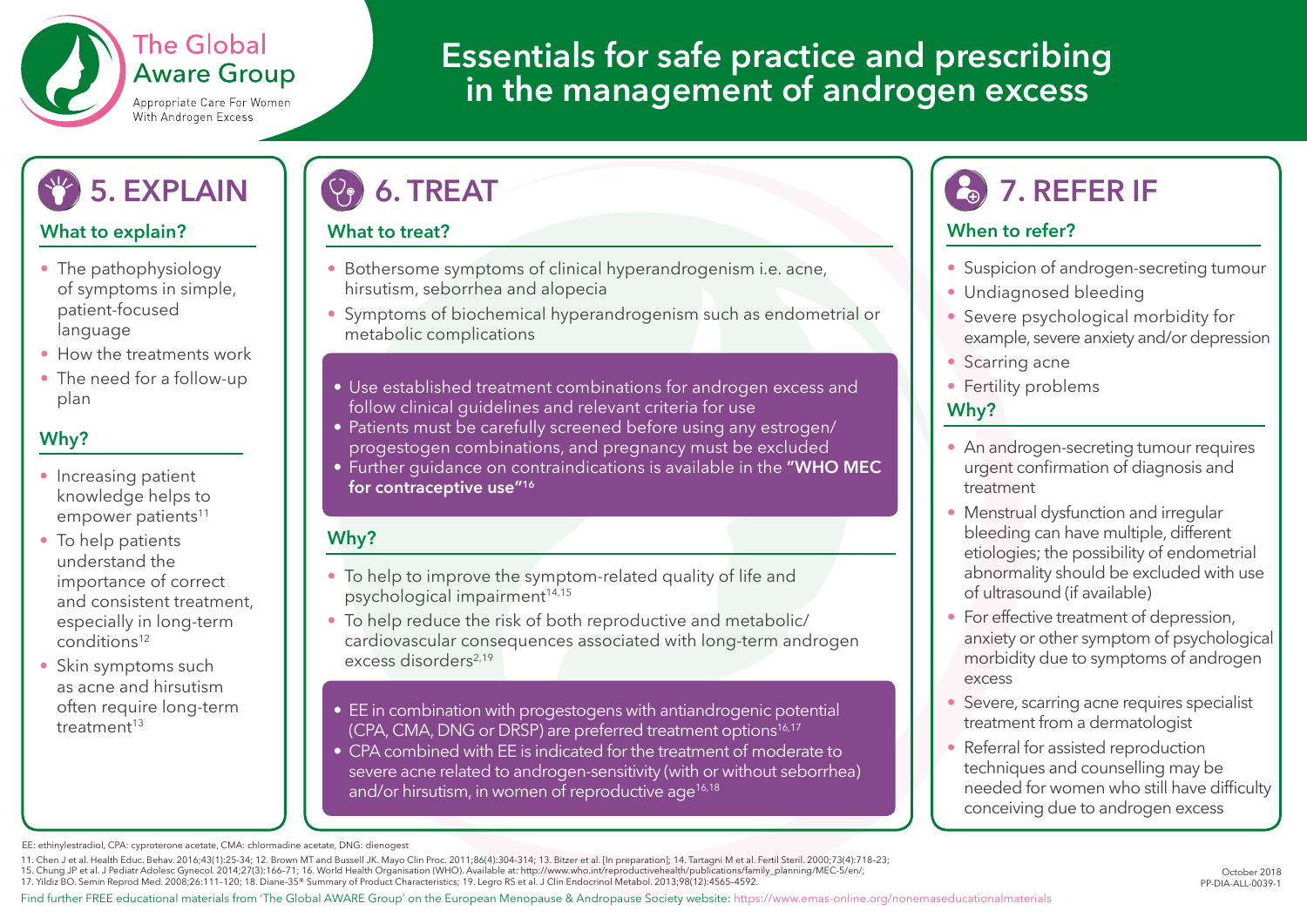# The Global Aware Group

Appropriate Care For Women With Androgen Excess

# Essentials for safe practice and prescribing in the management of androgen excess

## 5. EXPLAIN

### What to explain?

- The pathophysiology of symptoms in simple, patient-focused language
- How the treatments work
- The need for a follow-up plan

### Why?

- Increasing patient knowledge helps to empower patients[11]
- To help patients understand the importance of correct and consistent treatment, especially in long-term conditions[12]
- Skin symptoms such as acne and hirsutism often require long-term treatment[13]

## 6. TREAT

### What to treat?

- Bothersome symptoms of clinical hyperandrogenism i.e. acne, hirsutism, seborrhea and alopecia
- Symptoms of biochemical hyperandrogenism such as endometrial or metabolic complications

- Use established treatment combinations for androgen excess and follow clinical guidelines and relevant criteria for use
- Patients must be carefully screened before using any estrogen/ progestogen combinations, and pregnancy must be excluded
- Further guidance on contraindications is available in the **"WHO MEC for contraceptive use"[16]**

### Why?

- To help to improve the symptom-related quality of life and psychological impairment[14,15]
- To help reduce the risk of both reproductive and metabolic/ cardiovascular consequences associated with long-term androgen excess disorders[2,19]

- EE in combination with progestogens with antiandrogenic potential (CPA, CMA, DNG or DRSP) are preferred treatment options[16,17]
- CPA combined with EE is indicated for the treatment of moderate to severe acne related to androgen-sensitivity (with or without seborrhea) and/or hirsutism, in women of reproductive age[16,18]

## 7. REFER IF

### When to refer?

- Suspicion of androgen-secreting tumour
- Undiagnosed bleeding
- Severe psychological morbidity for example, severe anxiety and/or depression
- Scarring acne
- Fertility problems

### Why?

- An androgen-secreting tumour requires urgent confirmation of diagnosis and treatment
- Menstrual dysfunction and irregular bleeding can have multiple, different etiologies; the possibility of endometrial abnormality should be excluded with use of ultrasound (if available)
- For effective treatment of depression, anxiety or other symptom of psychological morbidity due to symptoms of androgen excess
- Severe, scarring acne requires specialist treatment from a dermatologist
- Referral for assisted reproduction techniques and counselling may be needed for women who still have difficulty conceiving due to androgen excess

EE: ethinylestradiol, CPA: cyproterone acetate, CMA: chlormadine acetate, DNG: dienogest

11. Chen J et al. Health Educ. Behav. 2016;43(1):25-34; 12. Brown MT and Bussell JK. Mayo Clin Proc. 2011;86(4):304-314; 13. Bitzer et al. [In preparation]; 14. Tartagni M et al. Fertil Steril. 2000;73(4):718-23; 15. Chung JP et al. J Pediatr Adolesc Gynecol. 2014;27(3):166-71; 16. World Health Organisation (WHO). Available at: http://www.who.int/reproductivehealth/publications/family_planning/MEC-5/en/; 17. Yildiz BO. Semin Reprod Med. 2008;26:111-120; 18. Diane-35® Summary of Product Characteristics; 19. Legro RS et al. J Clin Endocrinol Metabol. 2013;98(12):4565-4592.

October 2018
PP-DIA-ALL-0039-1

Find further FREE educational materials from 'The Global AWARE Group' on the European Menopause & Andropause Society website: https://www.emas-online.org/nonemaseducationalmaterials